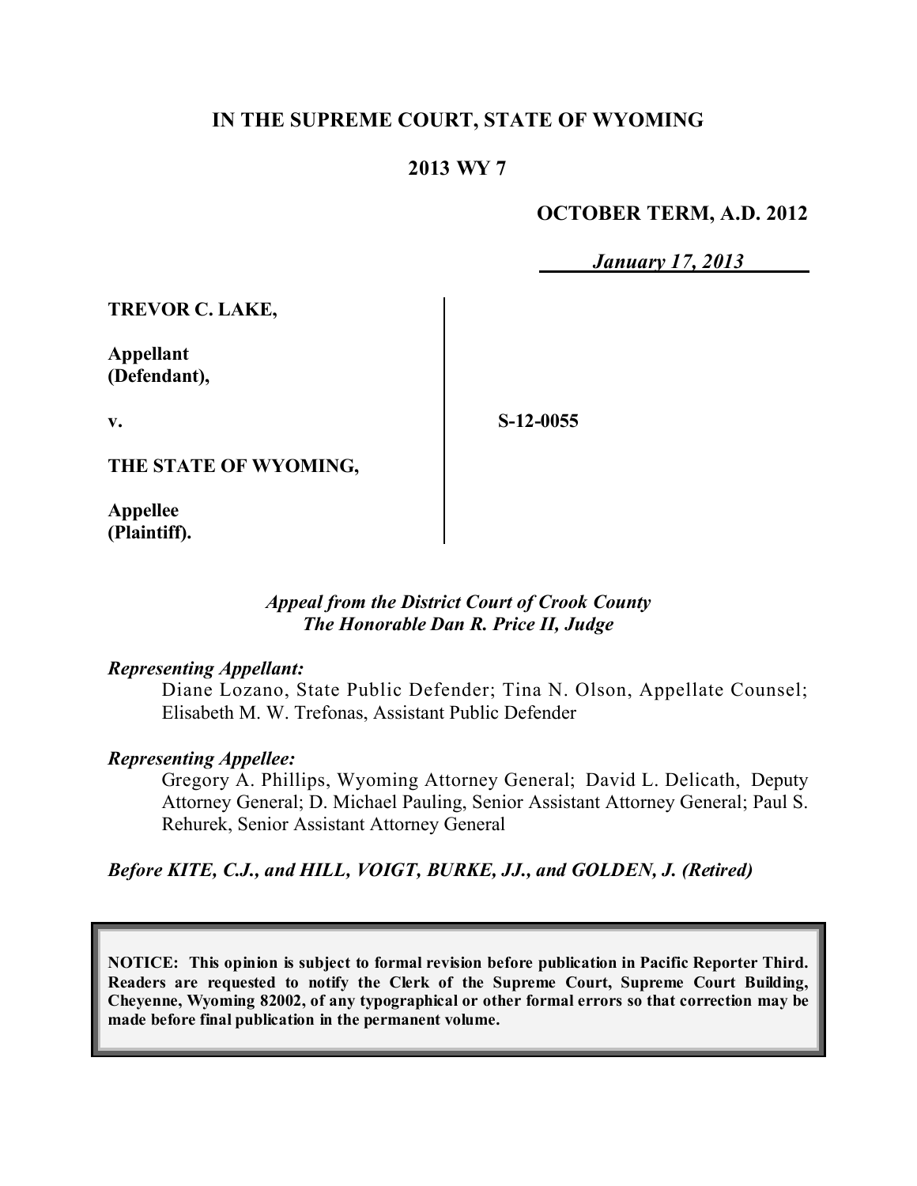**IN THE SUPREME COURT, STATE OF WYOMING**

**2013 WY 7**

**OCTOBER TERM, A.D. 2012**

***January 17, 2013***

| | | |
|---|---|---|
| **TREVOR C. LAKE,**<br><br>**Appellant (Defendant),** | | |
| **v.** | | **S-12-0055** |
| **THE STATE OF WYOMING,**<br><br>**Appellee (Plaintiff).** | | |

*Appeal from the District Court of Crook County*
*The Honorable Dan R. Price II, Judge*

***Representing Appellant:***

Diane Lozano, State Public Defender; Tina N. Olson, Appellate Counsel; Elisabeth M. W. Trefonas, Assistant Public Defender

***Representing Appellee:***

Gregory A. Phillips, Wyoming Attorney General; David L. Delicath, Deputy Attorney General; D. Michael Pauling, Senior Assistant Attorney General; Paul S. Rehurek, Senior Assistant Attorney General

***Before KITE, C.J., and HILL, VOIGT, BURKE, JJ., and GOLDEN, J. (Retired)***

**NOTICE: This opinion is subject to formal revision before publication in Pacific Reporter Third. Readers are requested to notify the Clerk of the Supreme Court, Supreme Court Building, Cheyenne, Wyoming 82002, of any typographical or other formal errors so that correction may be made before final publication in the permanent volume.**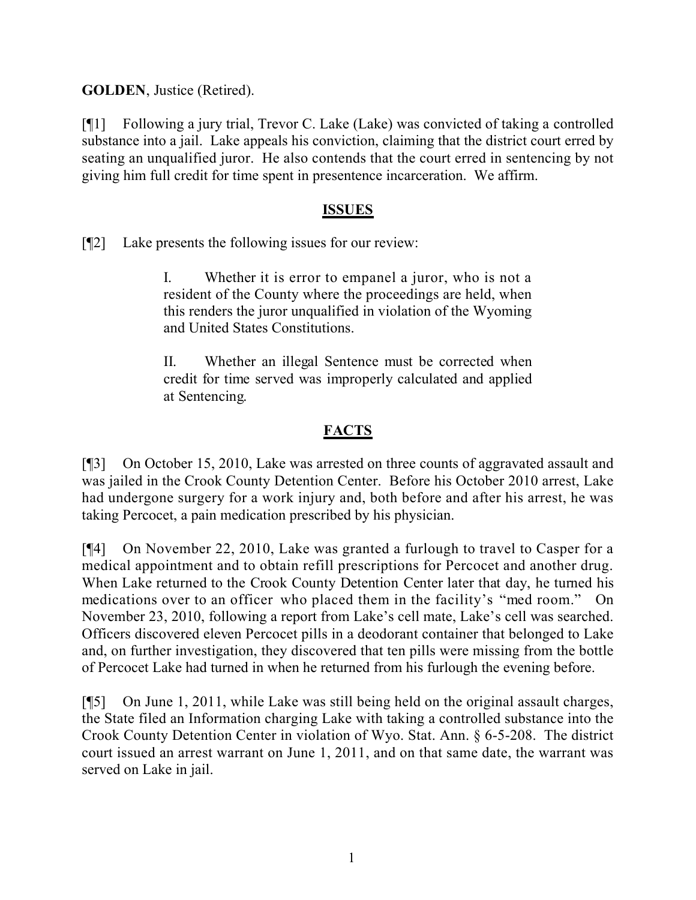**GOLDEN**, Justice (Retired).

[¶1] Following a jury trial, Trevor C. Lake (Lake) was convicted of taking a controlled substance into a jail. Lake appeals his conviction, claiming that the district court erred by seating an unqualified juror. He also contends that the court erred in sentencing by not giving him full credit for time spent in presentence incarceration. We affirm.

## ISSUES

[¶2] Lake presents the following issues for our review:

> I. Whether it is error to empanel a juror, who is not a resident of the County where the proceedings are held, when this renders the juror unqualified in violation of the Wyoming and United States Constitutions.
>
> II. Whether an illegal Sentence must be corrected when credit for time served was improperly calculated and applied at Sentencing.

## FACTS

[¶3] On October 15, 2010, Lake was arrested on three counts of aggravated assault and was jailed in the Crook County Detention Center. Before his October 2010 arrest, Lake had undergone surgery for a work injury and, both before and after his arrest, he was taking Percocet, a pain medication prescribed by his physician.

[¶4] On November 22, 2010, Lake was granted a furlough to travel to Casper for a medical appointment and to obtain refill prescriptions for Percocet and another drug. When Lake returned to the Crook County Detention Center later that day, he turned his medications over to an officer who placed them in the facility's "med room." On November 23, 2010, following a report from Lake's cell mate, Lake's cell was searched. Officers discovered eleven Percocet pills in a deodorant container that belonged to Lake and, on further investigation, they discovered that ten pills were missing from the bottle of Percocet Lake had turned in when he returned from his furlough the evening before.

[¶5] On June 1, 2011, while Lake was still being held on the original assault charges, the State filed an Information charging Lake with taking a controlled substance into the Crook County Detention Center in violation of Wyo. Stat. Ann. § 6-5-208. The district court issued an arrest warrant on June 1, 2011, and on that same date, the warrant was served on Lake in jail.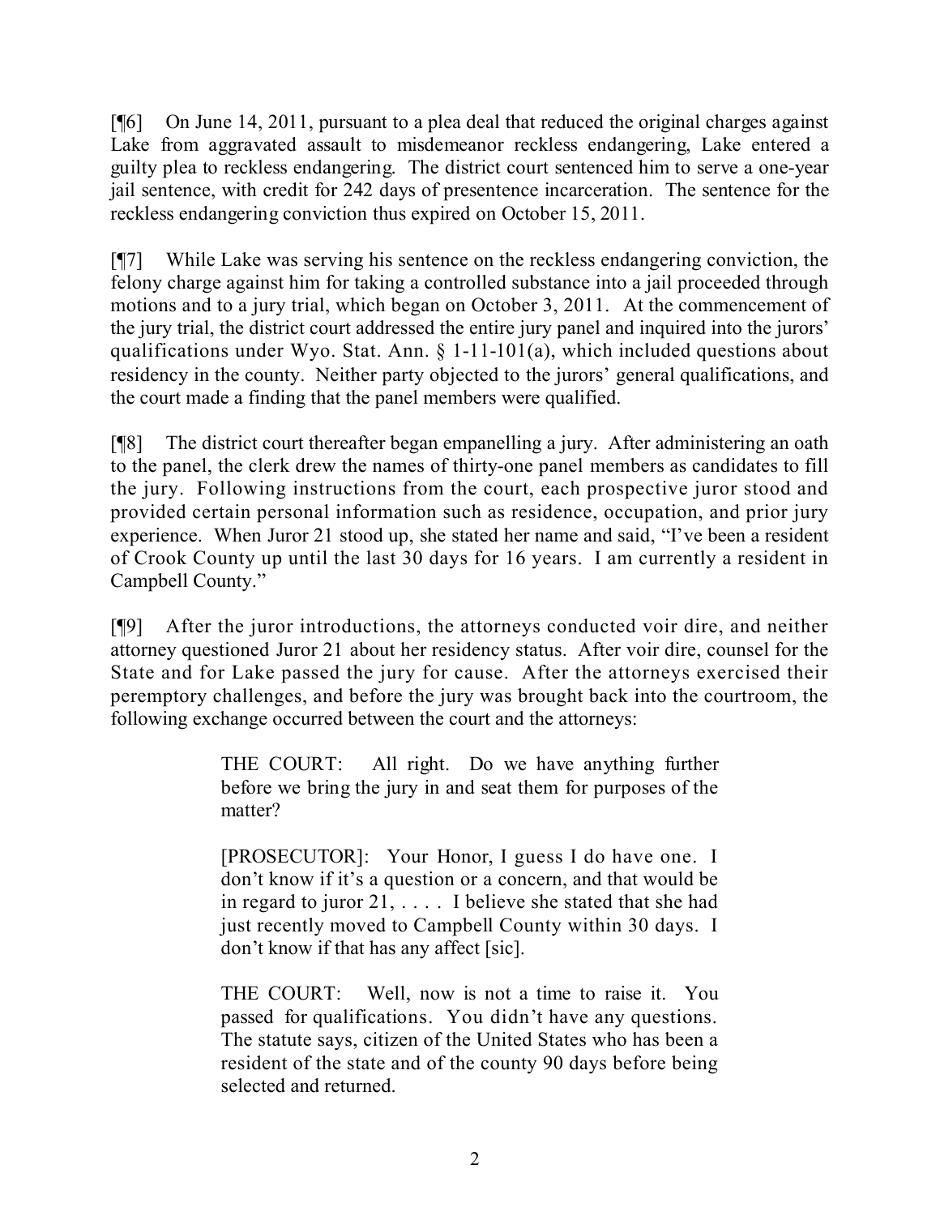[¶6] On June 14, 2011, pursuant to a plea deal that reduced the original charges against Lake from aggravated assault to misdemeanor reckless endangering, Lake entered a guilty plea to reckless endangering. The district court sentenced him to serve a one-year jail sentence, with credit for 242 days of presentence incarceration. The sentence for the reckless endangering conviction thus expired on October 15, 2011.

[¶7] While Lake was serving his sentence on the reckless endangering conviction, the felony charge against him for taking a controlled substance into a jail proceeded through motions and to a jury trial, which began on October 3, 2011. At the commencement of the jury trial, the district court addressed the entire jury panel and inquired into the jurors' qualifications under Wyo. Stat. Ann. § 1-11-101(a), which included questions about residency in the county. Neither party objected to the jurors' general qualifications, and the court made a finding that the panel members were qualified.

[¶8] The district court thereafter began empanelling a jury. After administering an oath to the panel, the clerk drew the names of thirty-one panel members as candidates to fill the jury. Following instructions from the court, each prospective juror stood and provided certain personal information such as residence, occupation, and prior jury experience. When Juror 21 stood up, she stated her name and said, "I've been a resident of Crook County up until the last 30 days for 16 years. I am currently a resident in Campbell County."

[¶9] After the juror introductions, the attorneys conducted voir dire, and neither attorney questioned Juror 21 about her residency status. After voir dire, counsel for the State and for Lake passed the jury for cause. After the attorneys exercised their peremptory challenges, and before the jury was brought back into the courtroom, the following exchange occurred between the court and the attorneys:

> THE COURT: All right. Do we have anything further before we bring the jury in and seat them for purposes of the matter?
>
> [PROSECUTOR]: Your Honor, I guess I do have one. I don't know if it's a question or a concern, and that would be in regard to juror 21, . . . . I believe she stated that she had just recently moved to Campbell County within 30 days. I don't know if that has any affect [sic].
>
> THE COURT: Well, now is not a time to raise it. You passed for qualifications. You didn't have any questions. The statute says, citizen of the United States who has been a resident of the state and of the county 90 days before being selected and returned.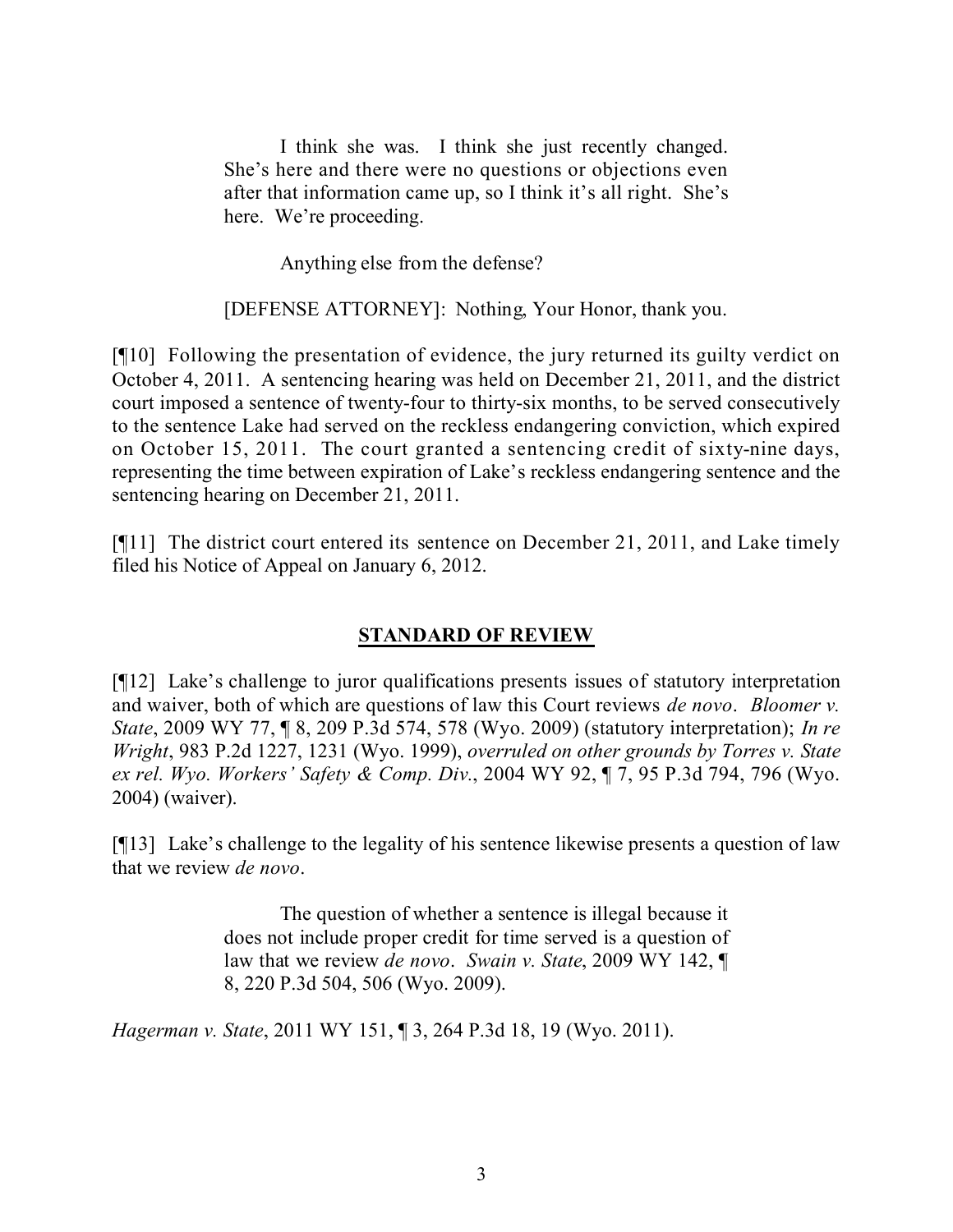> I think she was. I think she just recently changed. She's here and there were no questions or objections even after that information came up, so I think it's all right. She's here. We're proceeding.
>
> Anything else from the defense?
>
> [DEFENSE ATTORNEY]: Nothing, Your Honor, thank you.

[¶10] Following the presentation of evidence, the jury returned its guilty verdict on October 4, 2011. A sentencing hearing was held on December 21, 2011, and the district court imposed a sentence of twenty-four to thirty-six months, to be served consecutively to the sentence Lake had served on the reckless endangering conviction, which expired on October 15, 2011. The court granted a sentencing credit of sixty-nine days, representing the time between expiration of Lake's reckless endangering sentence and the sentencing hearing on December 21, 2011.

[¶11] The district court entered its sentence on December 21, 2011, and Lake timely filed his Notice of Appeal on January 6, 2012.

## STANDARD OF REVIEW

[¶12] Lake's challenge to juror qualifications presents issues of statutory interpretation and waiver, both of which are questions of law this Court reviews *de novo*. *Bloomer v. State*, 2009 WY 77, ¶ 8, 209 P.3d 574, 578 (Wyo. 2009) (statutory interpretation); *In re Wright*, 983 P.2d 1227, 1231 (Wyo. 1999), *overruled on other grounds by Torres v. State ex rel. Wyo. Workers' Safety & Comp. Div.*, 2004 WY 92, ¶ 7, 95 P.3d 794, 796 (Wyo. 2004) (waiver).

[¶13] Lake's challenge to the legality of his sentence likewise presents a question of law that we review *de novo*.

> The question of whether a sentence is illegal because it does not include proper credit for time served is a question of law that we review *de novo*. *Swain v. State*, 2009 WY 142, ¶ 8, 220 P.3d 504, 506 (Wyo. 2009).

*Hagerman v. State*, 2011 WY 151, ¶ 3, 264 P.3d 18, 19 (Wyo. 2011).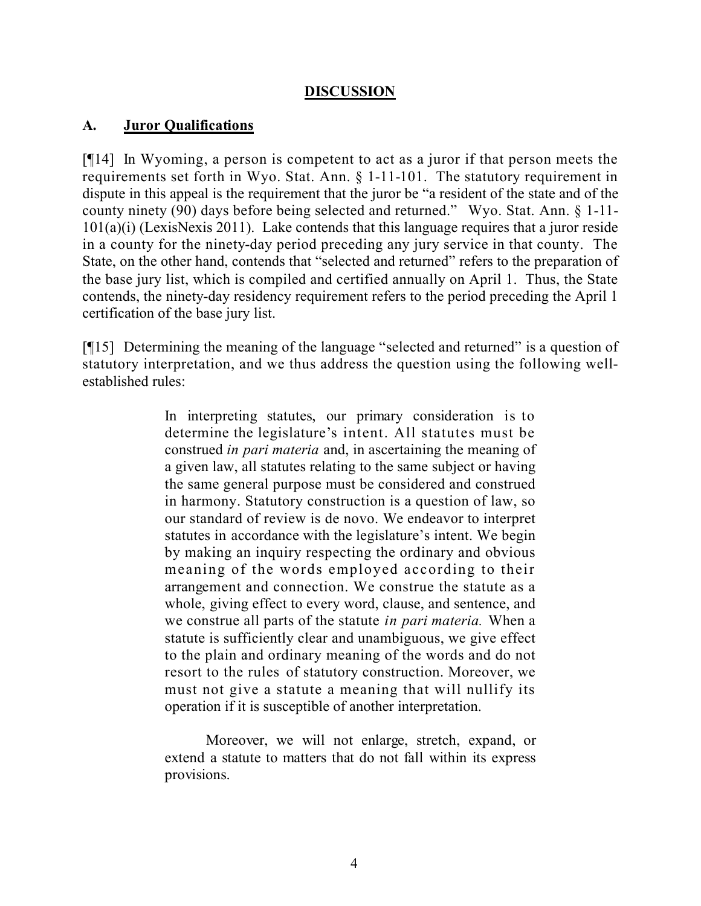## DISCUSSION

### A. Juror Qualifications

[¶14] In Wyoming, a person is competent to act as a juror if that person meets the requirements set forth in Wyo. Stat. Ann. § 1-11-101. The statutory requirement in dispute in this appeal is the requirement that the juror be "a resident of the state and of the county ninety (90) days before being selected and returned." Wyo. Stat. Ann. § 1-11-101(a)(i) (LexisNexis 2011). Lake contends that this language requires that a juror reside in a county for the ninety-day period preceding any jury service in that county. The State, on the other hand, contends that "selected and returned" refers to the preparation of the base jury list, which is compiled and certified annually on April 1. Thus, the State contends, the ninety-day residency requirement refers to the period preceding the April 1 certification of the base jury list.

[¶15] Determining the meaning of the language "selected and returned" is a question of statutory interpretation, and we thus address the question using the following well-established rules:

> In interpreting statutes, our primary consideration is to determine the legislature's intent. All statutes must be construed *in pari materia* and, in ascertaining the meaning of a given law, all statutes relating to the same subject or having the same general purpose must be considered and construed in harmony. Statutory construction is a question of law, so our standard of review is de novo. We endeavor to interpret statutes in accordance with the legislature's intent. We begin by making an inquiry respecting the ordinary and obvious meaning of the words employed according to their arrangement and connection. We construe the statute as a whole, giving effect to every word, clause, and sentence, and we construe all parts of the statute *in pari materia.* When a statute is sufficiently clear and unambiguous, we give effect to the plain and ordinary meaning of the words and do not resort to the rules of statutory construction. Moreover, we must not give a statute a meaning that will nullify its operation if it is susceptible of another interpretation.
>
> Moreover, we will not enlarge, stretch, expand, or extend a statute to matters that do not fall within its express provisions.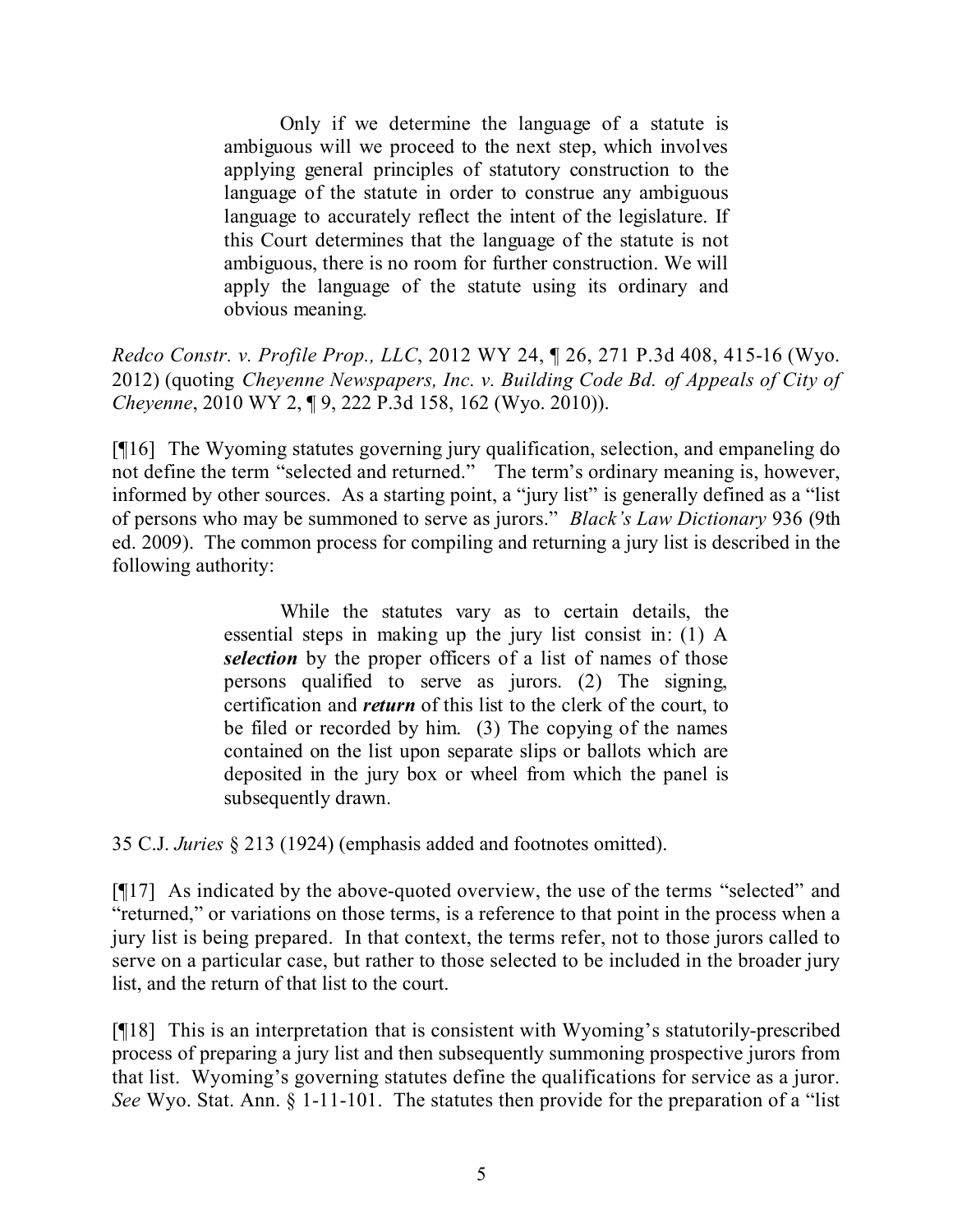> Only if we determine the language of a statute is ambiguous will we proceed to the next step, which involves applying general principles of statutory construction to the language of the statute in order to construe any ambiguous language to accurately reflect the intent of the legislature. If this Court determines that the language of the statute is not ambiguous, there is no room for further construction. We will apply the language of the statute using its ordinary and obvious meaning.

*Redco Constr. v. Profile Prop., LLC*, 2012 WY 24, ¶ 26, 271 P.3d 408, 415-16 (Wyo. 2012) (quoting *Cheyenne Newspapers, Inc. v. Building Code Bd. of Appeals of City of Cheyenne*, 2010 WY 2, ¶ 9, 222 P.3d 158, 162 (Wyo. 2010)).

[¶16] The Wyoming statutes governing jury qualification, selection, and empaneling do not define the term "selected and returned." The term's ordinary meaning is, however, informed by other sources. As a starting point, a "jury list" is generally defined as a "list of persons who may be summoned to serve as jurors." *Black's Law Dictionary* 936 (9th ed. 2009). The common process for compiling and returning a jury list is described in the following authority:

> While the statutes vary as to certain details, the essential steps in making up the jury list consist in: (1) A ***selection*** by the proper officers of a list of names of those persons qualified to serve as jurors. (2) The signing, certification and ***return*** of this list to the clerk of the court, to be filed or recorded by him. (3) The copying of the names contained on the list upon separate slips or ballots which are deposited in the jury box or wheel from which the panel is subsequently drawn.

35 C.J. *Juries* § 213 (1924) (emphasis added and footnotes omitted).

[¶17] As indicated by the above-quoted overview, the use of the terms "selected" and "returned," or variations on those terms, is a reference to that point in the process when a jury list is being prepared. In that context, the terms refer, not to those jurors called to serve on a particular case, but rather to those selected to be included in the broader jury list, and the return of that list to the court.

[¶18] This is an interpretation that is consistent with Wyoming's statutorily-prescribed process of preparing a jury list and then subsequently summoning prospective jurors from that list. Wyoming's governing statutes define the qualifications for service as a juror. *See* Wyo. Stat. Ann. § 1-11-101. The statutes then provide for the preparation of a "list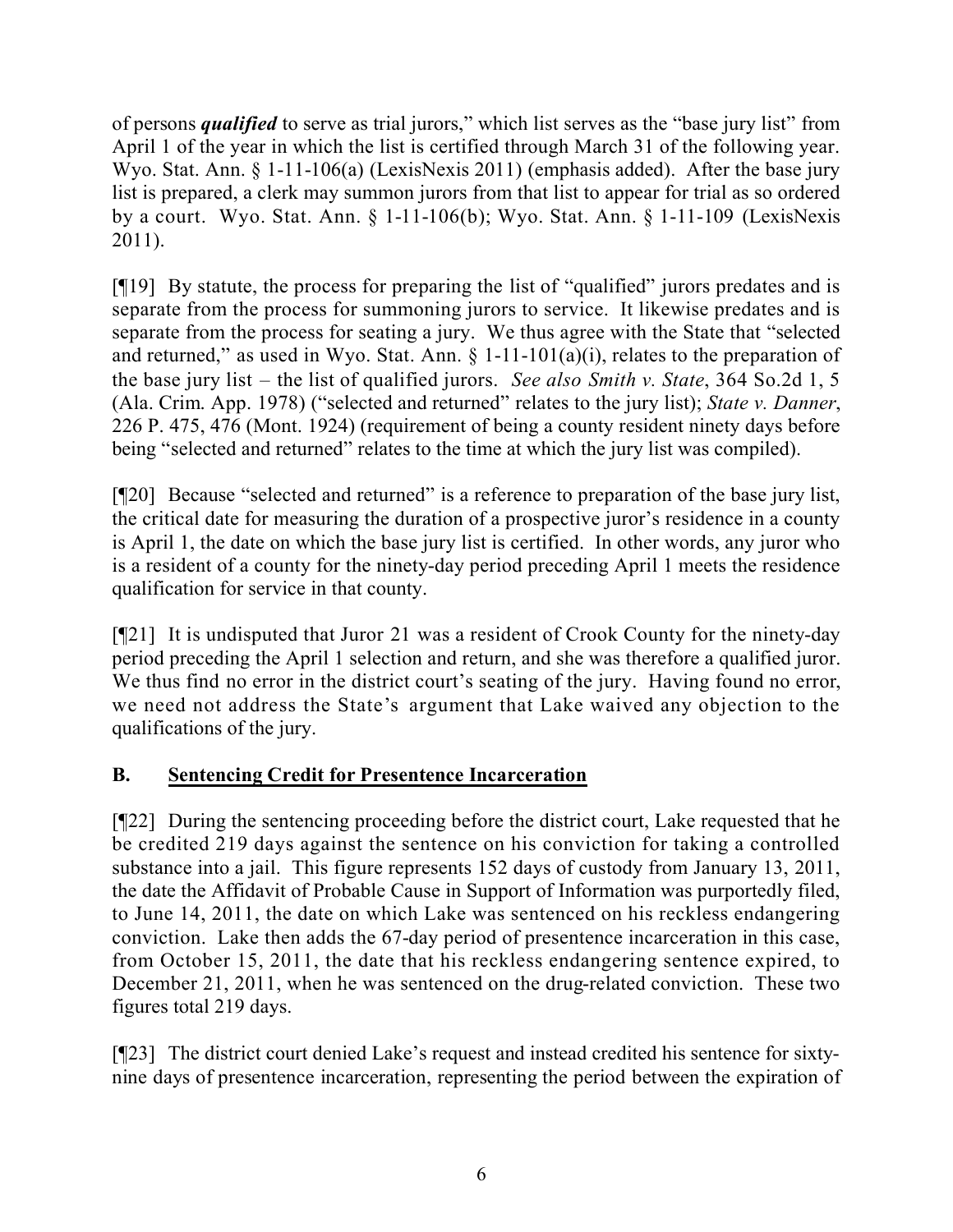of persons ***qualified*** to serve as trial jurors," which list serves as the "base jury list" from April 1 of the year in which the list is certified through March 31 of the following year. Wyo. Stat. Ann. § 1-11-106(a) (LexisNexis 2011) (emphasis added). After the base jury list is prepared, a clerk may summon jurors from that list to appear for trial as so ordered by a court. Wyo. Stat. Ann. § 1-11-106(b); Wyo. Stat. Ann. § 1-11-109 (LexisNexis 2011).

[¶19] By statute, the process for preparing the list of "qualified" jurors predates and is separate from the process for summoning jurors to service. It likewise predates and is separate from the process for seating a jury. We thus agree with the State that "selected and returned," as used in Wyo. Stat. Ann. § 1-11-101(a)(i), relates to the preparation of the base jury list – the list of qualified jurors. *See also Smith v. State*, 364 So.2d 1, 5 (Ala. Crim. App. 1978) ("selected and returned" relates to the jury list); *State v. Danner*, 226 P. 475, 476 (Mont. 1924) (requirement of being a county resident ninety days before being "selected and returned" relates to the time at which the jury list was compiled).

[¶20] Because "selected and returned" is a reference to preparation of the base jury list, the critical date for measuring the duration of a prospective juror's residence in a county is April 1, the date on which the base jury list is certified. In other words, any juror who is a resident of a county for the ninety-day period preceding April 1 meets the residence qualification for service in that county.

[¶21] It is undisputed that Juror 21 was a resident of Crook County for the ninety-day period preceding the April 1 selection and return, and she was therefore a qualified juror. We thus find no error in the district court's seating of the jury. Having found no error, we need not address the State's argument that Lake waived any objection to the qualifications of the jury.

## B. Sentencing Credit for Presentence Incarceration

[¶22] During the sentencing proceeding before the district court, Lake requested that he be credited 219 days against the sentence on his conviction for taking a controlled substance into a jail. This figure represents 152 days of custody from January 13, 2011, the date the Affidavit of Probable Cause in Support of Information was purportedly filed, to June 14, 2011, the date on which Lake was sentenced on his reckless endangering conviction. Lake then adds the 67-day period of presentence incarceration in this case, from October 15, 2011, the date that his reckless endangering sentence expired, to December 21, 2011, when he was sentenced on the drug-related conviction. These two figures total 219 days.

[¶23] The district court denied Lake's request and instead credited his sentence for sixty-nine days of presentence incarceration, representing the period between the expiration of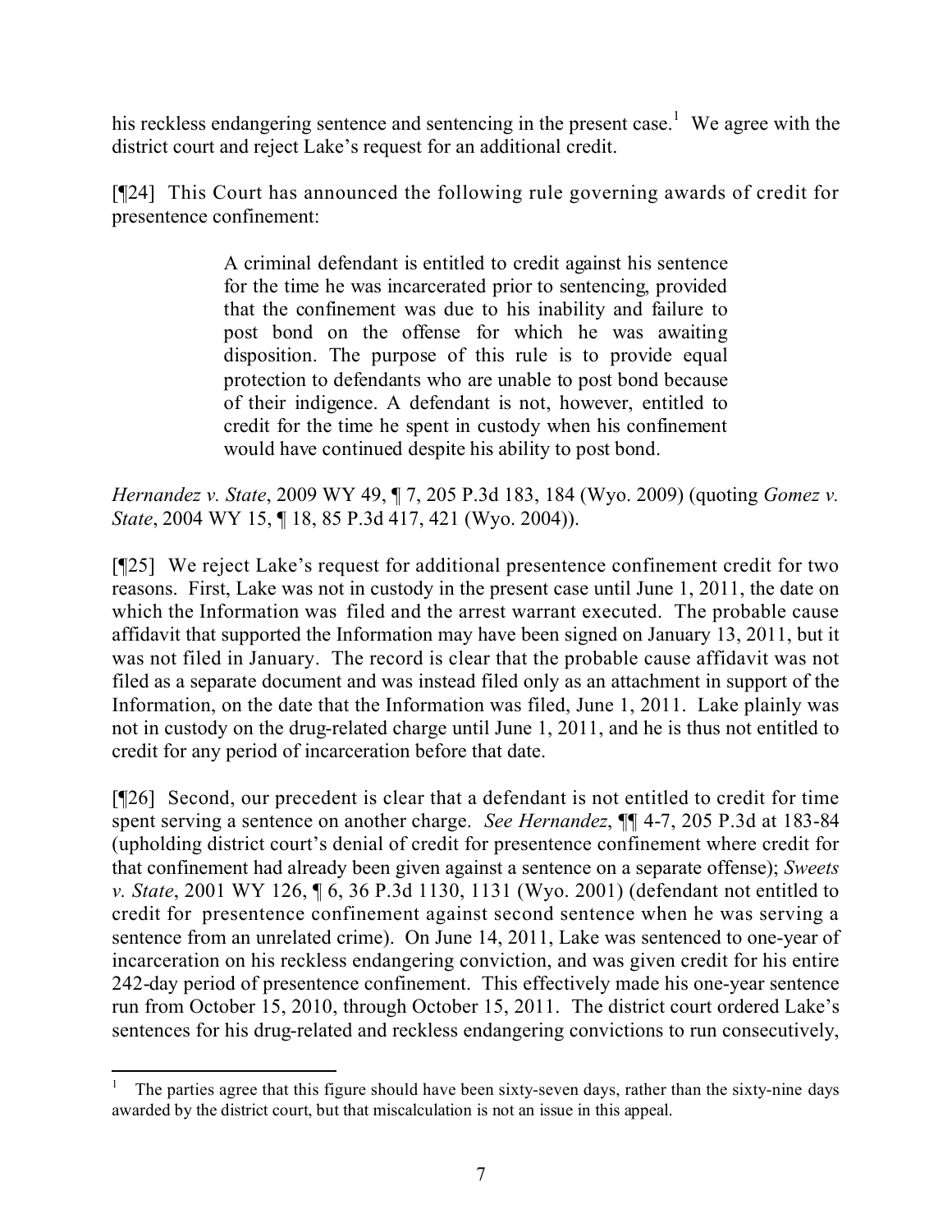his reckless endangering sentence and sentencing in the present case.[1] We agree with the district court and reject Lake's request for an additional credit.

[¶24] This Court has announced the following rule governing awards of credit for presentence confinement:

> A criminal defendant is entitled to credit against his sentence for the time he was incarcerated prior to sentencing, provided that the confinement was due to his inability and failure to post bond on the offense for which he was awaiting disposition. The purpose of this rule is to provide equal protection to defendants who are unable to post bond because of their indigence. A defendant is not, however, entitled to credit for the time he spent in custody when his confinement would have continued despite his ability to post bond.

*Hernandez v. State*, 2009 WY 49, ¶ 7, 205 P.3d 183, 184 (Wyo. 2009) (quoting *Gomez v. State*, 2004 WY 15, ¶ 18, 85 P.3d 417, 421 (Wyo. 2004)).

[¶25] We reject Lake's request for additional presentence confinement credit for two reasons. First, Lake was not in custody in the present case until June 1, 2011, the date on which the Information was filed and the arrest warrant executed. The probable cause affidavit that supported the Information may have been signed on January 13, 2011, but it was not filed in January. The record is clear that the probable cause affidavit was not filed as a separate document and was instead filed only as an attachment in support of the Information, on the date that the Information was filed, June 1, 2011. Lake plainly was not in custody on the drug-related charge until June 1, 2011, and he is thus not entitled to credit for any period of incarceration before that date.

[¶26] Second, our precedent is clear that a defendant is not entitled to credit for time spent serving a sentence on another charge. *See Hernandez*, ¶¶ 4-7, 205 P.3d at 183-84 (upholding district court's denial of credit for presentence confinement where credit for that confinement had already been given against a sentence on a separate offense); *Sweets v. State*, 2001 WY 126, ¶ 6, 36 P.3d 1130, 1131 (Wyo. 2001) (defendant not entitled to credit for presentence confinement against second sentence when he was serving a sentence from an unrelated crime). On June 14, 2011, Lake was sentenced to one-year of incarceration on his reckless endangering conviction, and was given credit for his entire 242-day period of presentence confinement. This effectively made his one-year sentence run from October 15, 2010, through October 15, 2011. The district court ordered Lake's sentences for his drug-related and reckless endangering convictions to run consecutively,

---

[1] The parties agree that this figure should have been sixty-seven days, rather than the sixty-nine days awarded by the district court, but that miscalculation is not an issue in this appeal.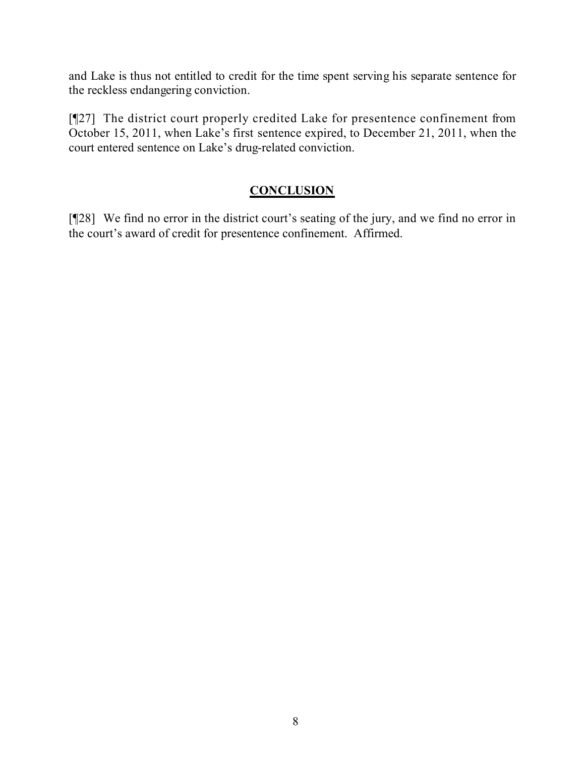and Lake is thus not entitled to credit for the time spent serving his separate sentence for the reckless endangering conviction.

[¶27] The district court properly credited Lake for presentence confinement from October 15, 2011, when Lake's first sentence expired, to December 21, 2011, when the court entered sentence on Lake's drug-related conviction.

## CONCLUSION

[¶28] We find no error in the district court's seating of the jury, and we find no error in the court's award of credit for presentence confinement. Affirmed.